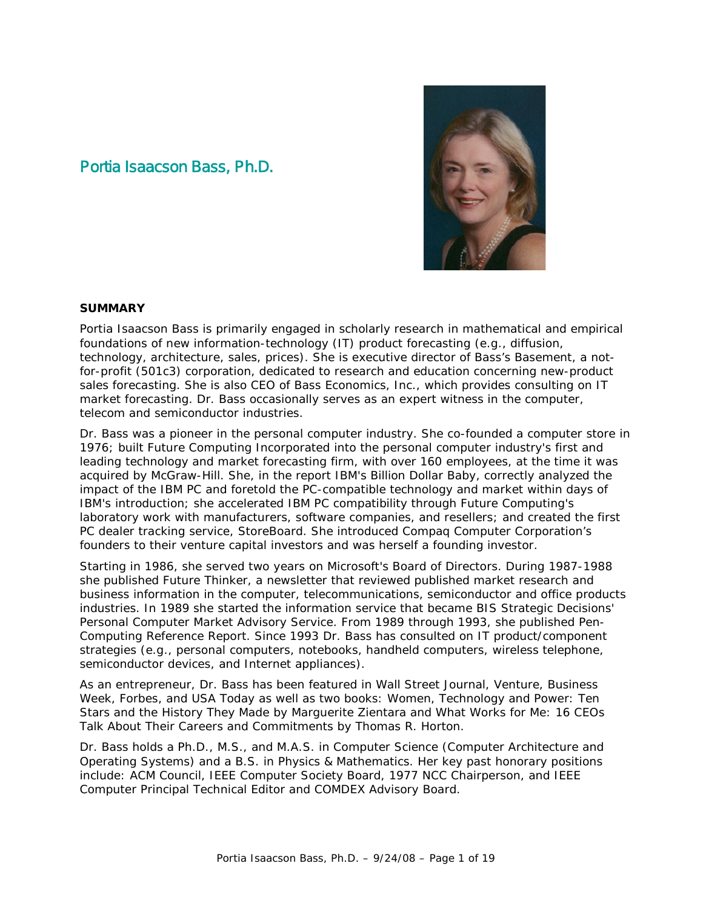# Portia Isaacson Bass, Ph.D.

**SUMMARY**

Portia Isaacson Bass is primarily engaged in scholarly research in mathematical and empirical foundations of new information-technology (IT) product forecasting (e.g., diffusion, technology, architecture, sales, prices). She is executive director of Bass's Basement, a not-for-profit (501c3) corporation, dedicated to research and education concerning new-product sales forecasting. She is also CEO of Bass Economics, Inc., which provides consulting on IT market forecasting. Dr. Bass occasionally serves as an expert witness in the computer, telecom and semiconductor industries.

Dr. Bass was a pioneer in the personal computer industry. She co-founded a computer store in 1976; built Future Computing Incorporated into the personal computer industry's first and leading technology and market forecasting firm, with over 160 employees, at the time it was acquired by McGraw-Hill. She, in the report IBM's Billion Dollar Baby, correctly analyzed the impact of the IBM PC and foretold the PC-compatible technology and market within days of IBM's introduction; she accelerated IBM PC compatibility through Future Computing's laboratory work with manufacturers, software companies, and resellers; and created the first PC dealer tracking service, StoreBoard. She introduced Compaq Computer Corporation's founders to their venture capital investors and was herself a founding investor.

Starting in 1986, she served two years on Microsoft's Board of Directors. During 1987-1988 she published Future Thinker, a newsletter that reviewed published market research and business information in the computer, telecommunications, semiconductor and office products industries. In 1989 she started the information service that became BIS Strategic Decisions' Personal Computer Market Advisory Service. From 1989 through 1993, she published Pen-Computing Reference Report. Since 1993 Dr. Bass has consulted on IT product/component strategies (e.g., personal computers, notebooks, handheld computers, wireless telephone, semiconductor devices, and Internet appliances).

As an entrepreneur, Dr. Bass has been featured in Wall Street Journal, Venture, Business Week, Forbes, and USA Today as well as two books: Women, Technology and Power: Ten Stars and the History They Made by Marguerite Zientara and What Works for Me: 16 CEOs Talk About Their Careers and Commitments by Thomas R. Horton.

Dr. Bass holds a Ph.D., M.S., and M.A.S. in Computer Science (Computer Architecture and Operating Systems) and a B.S. in Physics & Mathematics. Her key past honorary positions include: ACM Council, IEEE Computer Society Board, 1977 NCC Chairperson, and IEEE Computer Principal Technical Editor and COMDEX Advisory Board.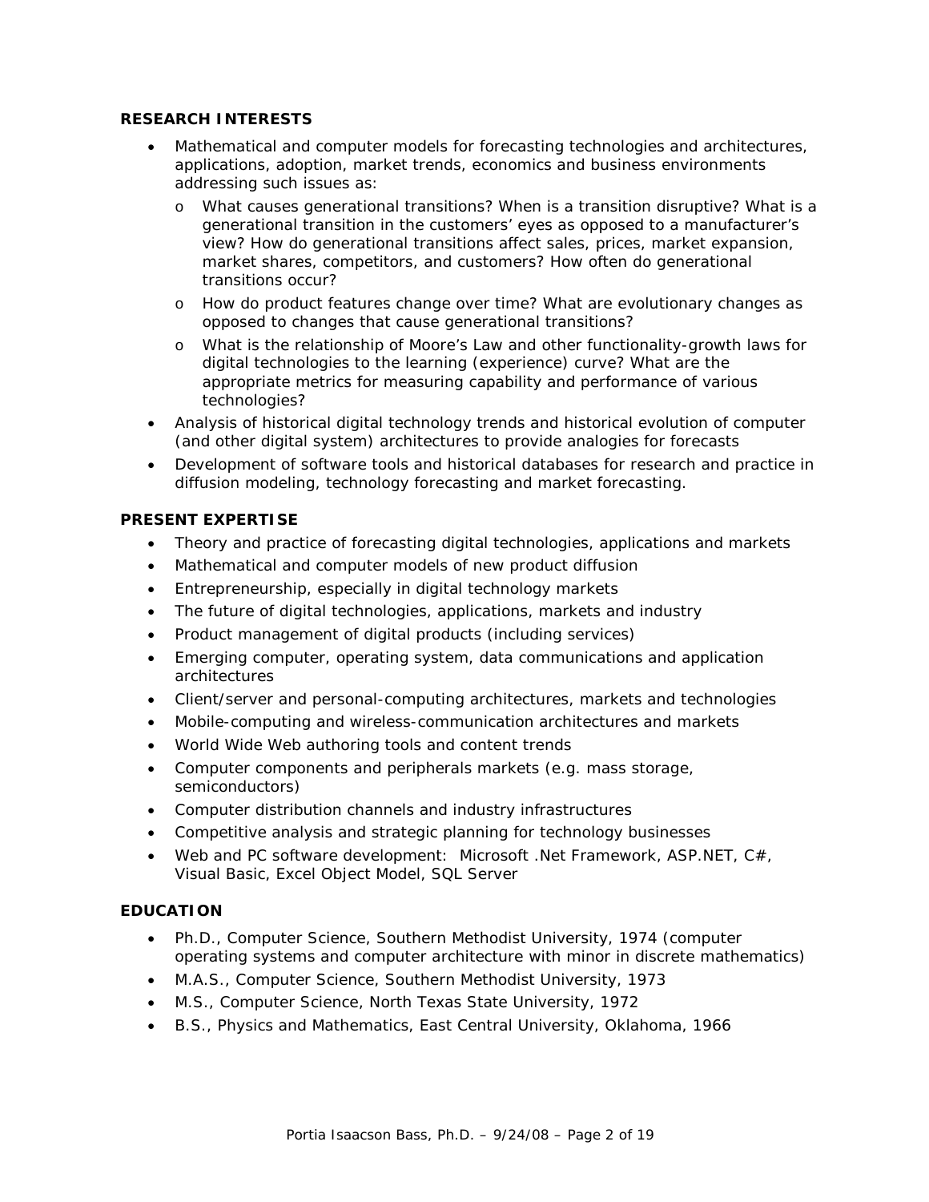## RESEARCH INTERESTS

- Mathematical and computer models for forecasting technologies and architectures, applications, adoption, market trends, economics and business environments addressing such issues as:
  - What causes generational transitions? When is a transition disruptive? What is a generational transition in the customers' eyes as opposed to a manufacturer's view? How do generational transitions affect sales, prices, market expansion, market shares, competitors, and customers? How often do generational transitions occur?
  - How do product features change over time? What are evolutionary changes as opposed to changes that cause generational transitions?
  - What is the relationship of Moore's Law and other functionality-growth laws for digital technologies to the learning (experience) curve? What are the appropriate metrics for measuring capability and performance of various technologies?
- Analysis of historical digital technology trends and historical evolution of computer (and other digital system) architectures to provide analogies for forecasts
- Development of software tools and historical databases for research and practice in diffusion modeling, technology forecasting and market forecasting.

## PRESENT EXPERTISE

- Theory and practice of forecasting digital technologies, applications and markets
- Mathematical and computer models of new product diffusion
- Entrepreneurship, especially in digital technology markets
- The future of digital technologies, applications, markets and industry
- Product management of digital products (including services)
- Emerging computer, operating system, data communications and application architectures
- Client/server and personal-computing architectures, markets and technologies
- Mobile-computing and wireless-communication architectures and markets
- World Wide Web authoring tools and content trends
- Computer components and peripherals markets (e.g. mass storage, semiconductors)
- Computer distribution channels and industry infrastructures
- Competitive analysis and strategic planning for technology businesses
- Web and PC software development: Microsoft .Net Framework, ASP.NET, C#, Visual Basic, Excel Object Model, SQL Server

## EDUCATION

- Ph.D., Computer Science, Southern Methodist University, 1974 (computer operating systems and computer architecture with minor in discrete mathematics)
- M.A.S., Computer Science, Southern Methodist University, 1973
- M.S., Computer Science, North Texas State University, 1972
- B.S., Physics and Mathematics, East Central University, Oklahoma, 1966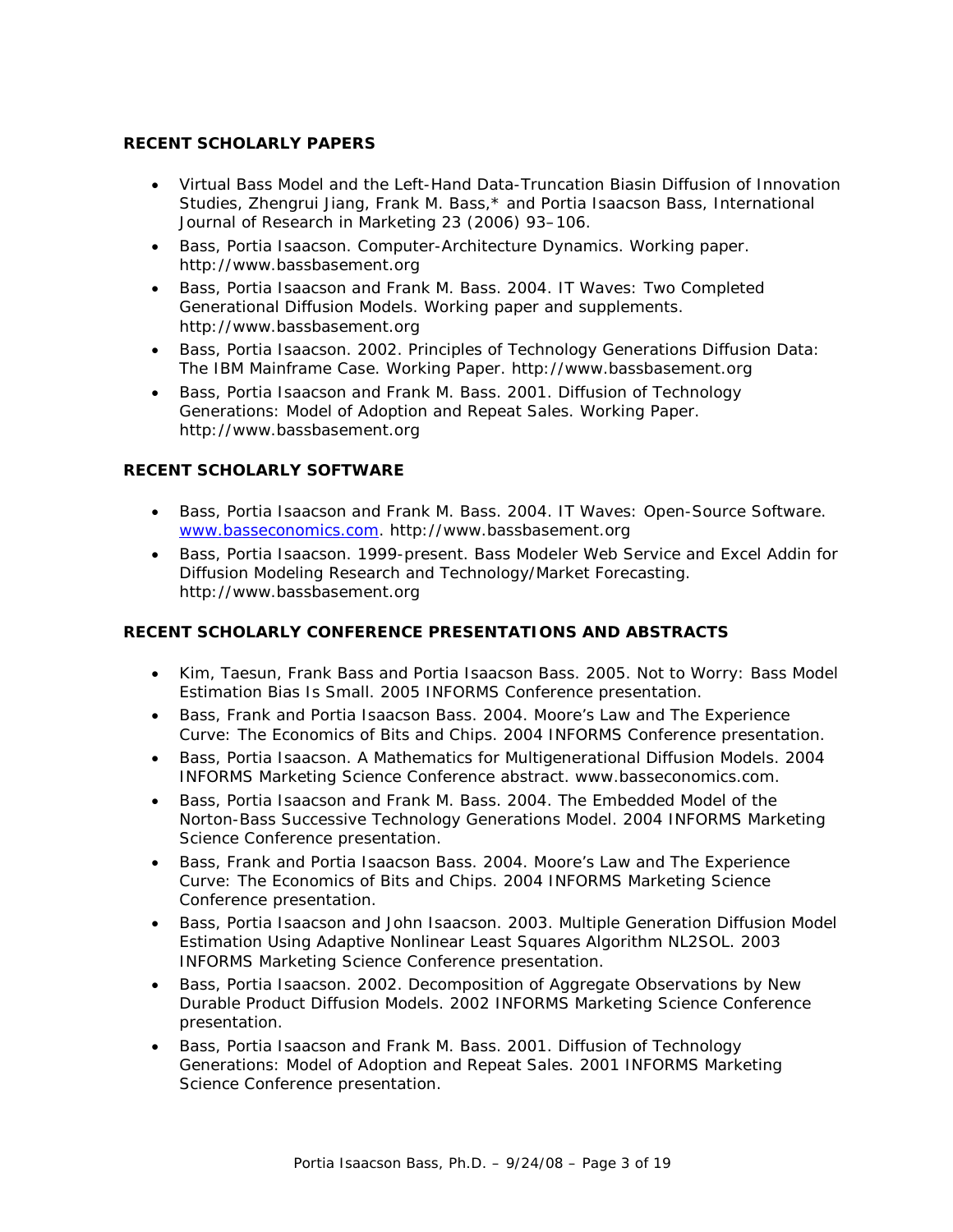**RECENT SCHOLARLY PAPERS**

- Virtual Bass Model and the Left-Hand Data-Truncation Biasin Diffusion of Innovation Studies, Zhengrui Jiang, Frank M. Bass,* and Portia Isaacson Bass, International Journal of Research in Marketing 23 (2006) 93–106.
- Bass, Portia Isaacson. Computer-Architecture Dynamics. Working paper. http://www.bassbasement.org
- Bass, Portia Isaacson and Frank M. Bass. 2004. IT Waves: Two Completed Generational Diffusion Models. Working paper and supplements. http://www.bassbasement.org
- Bass, Portia Isaacson. 2002. Principles of Technology Generations Diffusion Data: The IBM Mainframe Case. Working Paper. http://www.bassbasement.org
- Bass, Portia Isaacson and Frank M. Bass. 2001. Diffusion of Technology Generations: Model of Adoption and Repeat Sales. Working Paper. http://www.bassbasement.org

**RECENT SCHOLARLY SOFTWARE**

- Bass, Portia Isaacson and Frank M. Bass. 2004. IT Waves: Open-Source Software. [www.basseconomics.com](http://www.basseconomics.com). http://www.bassbasement.org
- Bass, Portia Isaacson. 1999-present. Bass Modeler Web Service and Excel Addin for Diffusion Modeling Research and Technology/Market Forecasting. http://www.bassbasement.org

**RECENT SCHOLARLY CONFERENCE PRESENTATIONS AND ABSTRACTS**

- Kim, Taesun, Frank Bass and Portia Isaacson Bass. 2005. Not to Worry: Bass Model Estimation Bias Is Small. 2005 INFORMS Conference presentation.
- Bass, Frank and Portia Isaacson Bass. 2004. Moore's Law and The Experience Curve: The Economics of Bits and Chips. 2004 INFORMS Conference presentation.
- Bass, Portia Isaacson. A Mathematics for Multigenerational Diffusion Models. 2004 INFORMS Marketing Science Conference abstract. www.basseconomics.com.
- Bass, Portia Isaacson and Frank M. Bass. 2004. The Embedded Model of the Norton-Bass Successive Technology Generations Model. 2004 INFORMS Marketing Science Conference presentation.
- Bass, Frank and Portia Isaacson Bass. 2004. Moore's Law and The Experience Curve: The Economics of Bits and Chips. 2004 INFORMS Marketing Science Conference presentation.
- Bass, Portia Isaacson and John Isaacson. 2003. Multiple Generation Diffusion Model Estimation Using Adaptive Nonlinear Least Squares Algorithm NL2SOL. 2003 INFORMS Marketing Science Conference presentation.
- Bass, Portia Isaacson. 2002. Decomposition of Aggregate Observations by New Durable Product Diffusion Models. 2002 INFORMS Marketing Science Conference presentation.
- Bass, Portia Isaacson and Frank M. Bass. 2001. Diffusion of Technology Generations: Model of Adoption and Repeat Sales. 2001 INFORMS Marketing Science Conference presentation.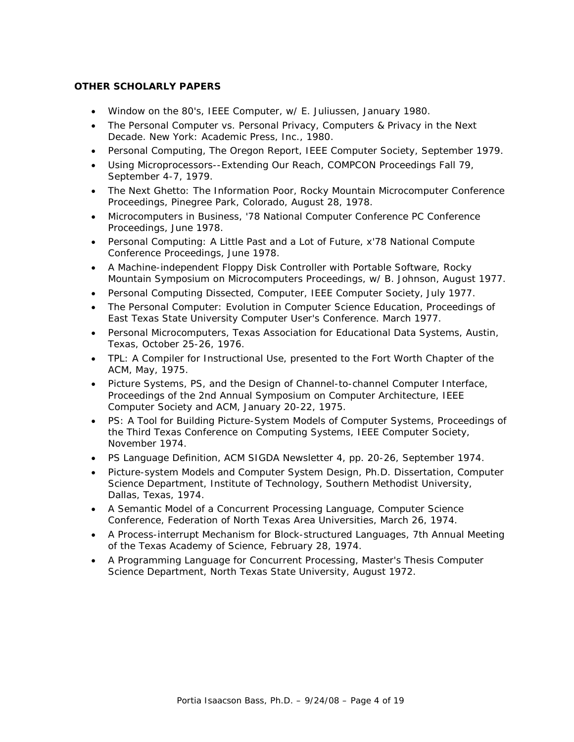**OTHER SCHOLARLY PAPERS**

- Window on the 80's, IEEE Computer, w/ E. Juliussen, January 1980.
- The Personal Computer vs. Personal Privacy, Computers & Privacy in the Next Decade. New York: Academic Press, Inc., 1980.
- Personal Computing, The Oregon Report, IEEE Computer Society, September 1979.
- Using Microprocessors--Extending Our Reach, COMPCON Proceedings Fall 79, September 4-7, 1979.
- The Next Ghetto: The Information Poor, Rocky Mountain Microcomputer Conference Proceedings, Pinegree Park, Colorado, August 28, 1978.
- Microcomputers in Business, '78 National Computer Conference PC Conference Proceedings, June 1978.
- Personal Computing: A Little Past and a Lot of Future, x'78 National Compute Conference Proceedings, June 1978.
- A Machine-independent Floppy Disk Controller with Portable Software, Rocky Mountain Symposium on Microcomputers Proceedings, w/ B. Johnson, August 1977.
- Personal Computing Dissected, Computer, IEEE Computer Society, July 1977.
- The Personal Computer: Evolution in Computer Science Education, Proceedings of East Texas State University Computer User's Conference. March 1977.
- Personal Microcomputers, Texas Association for Educational Data Systems, Austin, Texas, October 25-26, 1976.
- TPL: A Compiler for Instructional Use, presented to the Fort Worth Chapter of the ACM, May, 1975.
- Picture Systems, PS, and the Design of Channel-to-channel Computer Interface, Proceedings of the 2nd Annual Symposium on Computer Architecture, IEEE Computer Society and ACM, January 20-22, 1975.
- PS: A Tool for Building Picture-System Models of Computer Systems, Proceedings of the Third Texas Conference on Computing Systems, IEEE Computer Society, November 1974.
- PS Language Definition, ACM SIGDA Newsletter 4, pp. 20-26, September 1974.
- Picture-system Models and Computer System Design, Ph.D. Dissertation, Computer Science Department, Institute of Technology, Southern Methodist University, Dallas, Texas, 1974.
- A Semantic Model of a Concurrent Processing Language, Computer Science Conference, Federation of North Texas Area Universities, March 26, 1974.
- A Process-interrupt Mechanism for Block-structured Languages, 7th Annual Meeting of the Texas Academy of Science, February 28, 1974.
- A Programming Language for Concurrent Processing, Master's Thesis Computer Science Department, North Texas State University, August 1972.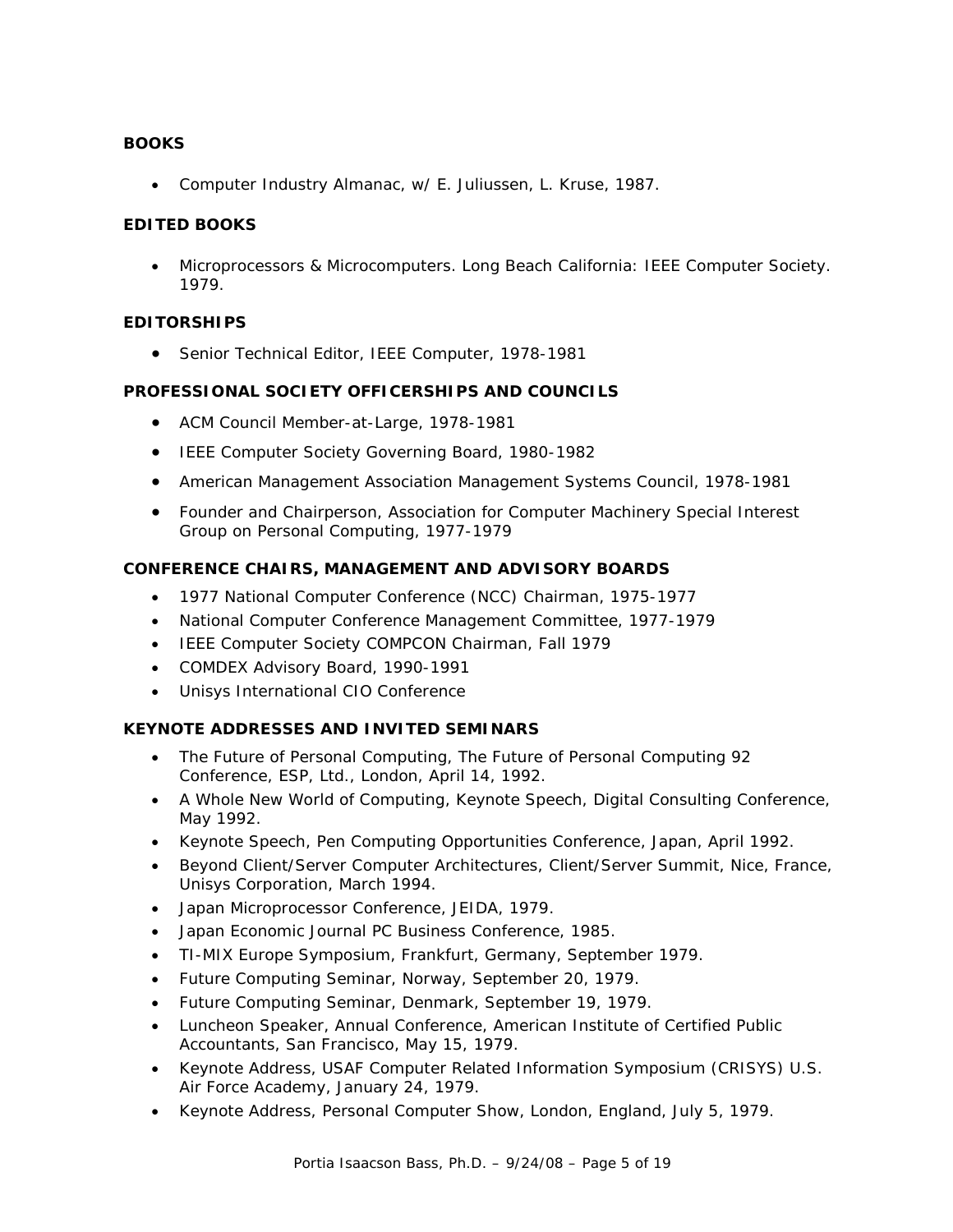**BOOKS**

- Computer Industry Almanac, w/ E. Juliussen, L. Kruse, 1987.

**EDITED BOOKS**

- Microprocessors & Microcomputers. Long Beach California: IEEE Computer Society. 1979.

**EDITORSHIPS**

- Senior Technical Editor, IEEE Computer, 1978-1981

**PROFESSIONAL SOCIETY OFFICERSHIPS AND COUNCILS**

- ACM Council Member-at-Large, 1978-1981
- IEEE Computer Society Governing Board, 1980-1982
- American Management Association Management Systems Council, 1978-1981
- Founder and Chairperson, Association for Computer Machinery Special Interest Group on Personal Computing, 1977-1979

**CONFERENCE CHAIRS, MANAGEMENT AND ADVISORY BOARDS**

- 1977 National Computer Conference (NCC) Chairman, 1975-1977
- National Computer Conference Management Committee, 1977-1979
- IEEE Computer Society COMPCON Chairman, Fall 1979
- COMDEX Advisory Board, 1990-1991
- Unisys International CIO Conference

**KEYNOTE ADDRESSES AND INVITED SEMINARS**

- The Future of Personal Computing, The Future of Personal Computing 92 Conference, ESP, Ltd., London, April 14, 1992.
- A Whole New World of Computing, Keynote Speech, Digital Consulting Conference, May 1992.
- Keynote Speech, Pen Computing Opportunities Conference, Japan, April 1992.
- Beyond Client/Server Computer Architectures, Client/Server Summit, Nice, France, Unisys Corporation, March 1994.
- Japan Microprocessor Conference, JEIDA, 1979.
- Japan Economic Journal PC Business Conference, 1985.
- TI-MIX Europe Symposium, Frankfurt, Germany, September 1979.
- Future Computing Seminar, Norway, September 20, 1979.
- Future Computing Seminar, Denmark, September 19, 1979.
- Luncheon Speaker, Annual Conference, American Institute of Certified Public Accountants, San Francisco, May 15, 1979.
- Keynote Address, USAF Computer Related Information Symposium (CRISYS) U.S. Air Force Academy, January 24, 1979.
- Keynote Address, Personal Computer Show, London, England, July 5, 1979.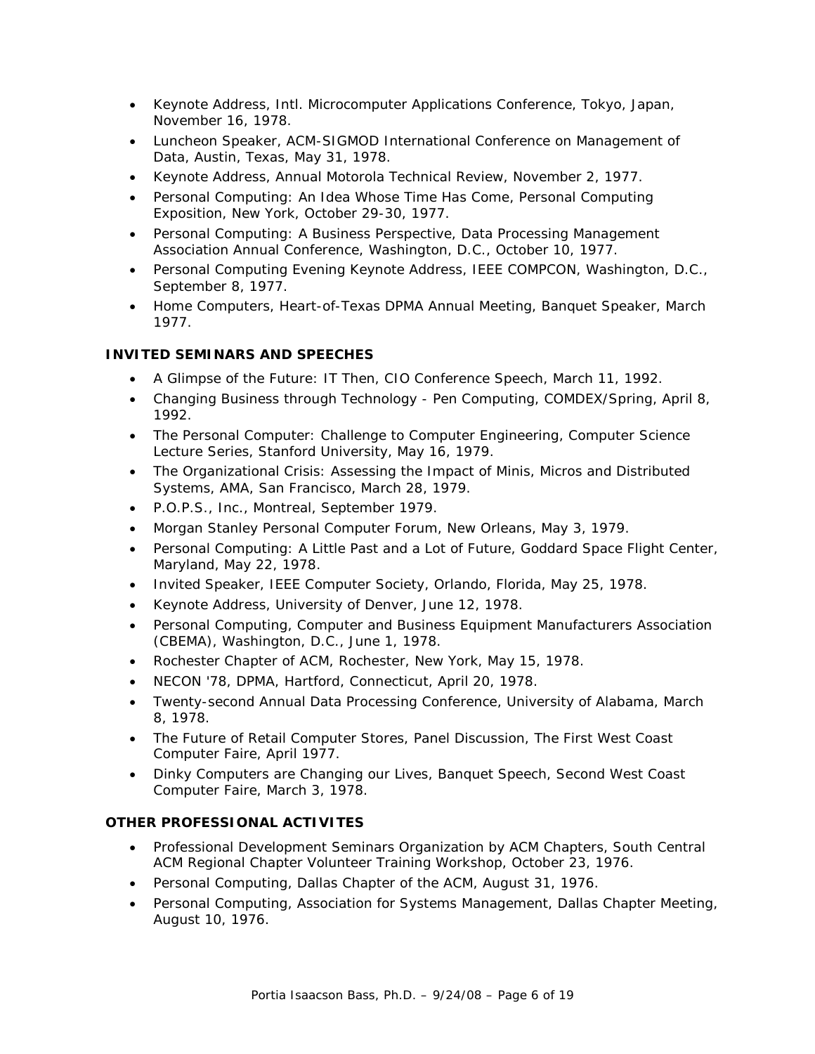- Keynote Address, Intl. Microcomputer Applications Conference, Tokyo, Japan, November 16, 1978.
- Luncheon Speaker, ACM-SIGMOD International Conference on Management of Data, Austin, Texas, May 31, 1978.
- Keynote Address, Annual Motorola Technical Review, November 2, 1977.
- Personal Computing: An Idea Whose Time Has Come, Personal Computing Exposition, New York, October 29-30, 1977.
- Personal Computing: A Business Perspective, Data Processing Management Association Annual Conference, Washington, D.C., October 10, 1977.
- Personal Computing Evening Keynote Address, IEEE COMPCON, Washington, D.C., September 8, 1977.
- Home Computers, Heart-of-Texas DPMA Annual Meeting, Banquet Speaker, March 1977.

**INVITED SEMINARS AND SPEECHES**

- A Glimpse of the Future: IT Then, CIO Conference Speech, March 11, 1992.
- Changing Business through Technology - Pen Computing, COMDEX/Spring, April 8, 1992.
- The Personal Computer: Challenge to Computer Engineering, Computer Science Lecture Series, Stanford University, May 16, 1979.
- The Organizational Crisis: Assessing the Impact of Minis, Micros and Distributed Systems, AMA, San Francisco, March 28, 1979.
- P.O.P.S., Inc., Montreal, September 1979.
- Morgan Stanley Personal Computer Forum, New Orleans, May 3, 1979.
- Personal Computing: A Little Past and a Lot of Future, Goddard Space Flight Center, Maryland, May 22, 1978.
- Invited Speaker, IEEE Computer Society, Orlando, Florida, May 25, 1978.
- Keynote Address, University of Denver, June 12, 1978.
- Personal Computing, Computer and Business Equipment Manufacturers Association (CBEMA), Washington, D.C., June 1, 1978.
- Rochester Chapter of ACM, Rochester, New York, May 15, 1978.
- NECON '78, DPMA, Hartford, Connecticut, April 20, 1978.
- Twenty-second Annual Data Processing Conference, University of Alabama, March 8, 1978.
- The Future of Retail Computer Stores, Panel Discussion, The First West Coast Computer Faire, April 1977.
- Dinky Computers are Changing our Lives, Banquet Speech, Second West Coast Computer Faire, March 3, 1978.

**OTHER PROFESSIONAL ACTIVITES**

- Professional Development Seminars Organization by ACM Chapters, South Central ACM Regional Chapter Volunteer Training Workshop, October 23, 1976.
- Personal Computing, Dallas Chapter of the ACM, August 31, 1976.
- Personal Computing, Association for Systems Management, Dallas Chapter Meeting, August 10, 1976.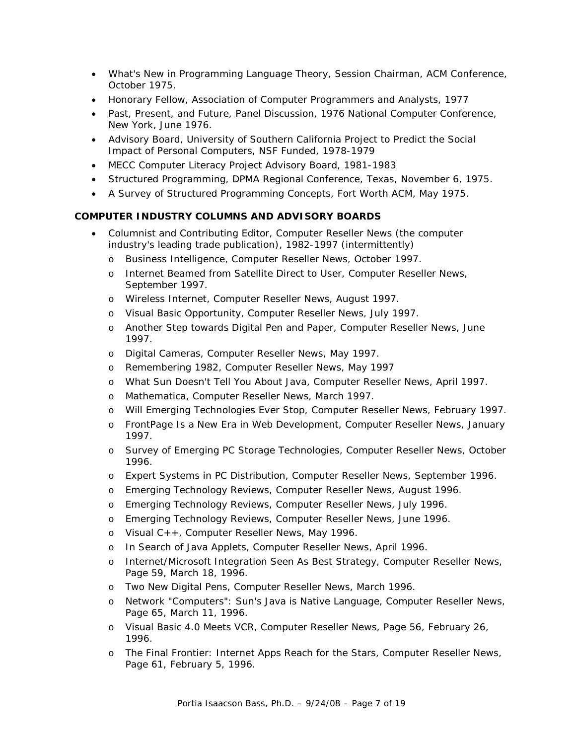- What's New in Programming Language Theory, Session Chairman, ACM Conference, October 1975.
- Honorary Fellow, Association of Computer Programmers and Analysts, 1977
- Past, Present, and Future, Panel Discussion, 1976 National Computer Conference, New York, June 1976.
- Advisory Board, University of Southern California Project to Predict the Social Impact of Personal Computers, NSF Funded, 1978-1979
- MECC Computer Literacy Project Advisory Board, 1981-1983
- Structured Programming, DPMA Regional Conference, Texas, November 6, 1975.
- A Survey of Structured Programming Concepts, Fort Worth ACM, May 1975.

**COMPUTER INDUSTRY COLUMNS AND ADVISORY BOARDS**

- Columnist and Contributing Editor, Computer Reseller News (the computer industry's leading trade publication), 1982-1997 (intermittently)
  - Business Intelligence, Computer Reseller News, October 1997.
  - Internet Beamed from Satellite Direct to User, Computer Reseller News, September 1997.
  - Wireless Internet, Computer Reseller News, August 1997.
  - Visual Basic Opportunity, Computer Reseller News, July 1997.
  - Another Step towards Digital Pen and Paper, Computer Reseller News, June 1997.
  - Digital Cameras, Computer Reseller News, May 1997.
  - Remembering 1982, Computer Reseller News, May 1997
  - What Sun Doesn't Tell You About Java, Computer Reseller News, April 1997.
  - Mathematica, Computer Reseller News, March 1997.
  - Will Emerging Technologies Ever Stop, Computer Reseller News, February 1997.
  - FrontPage Is a New Era in Web Development, Computer Reseller News, January 1997.
  - Survey of Emerging PC Storage Technologies, Computer Reseller News, October 1996.
  - Expert Systems in PC Distribution, Computer Reseller News, September 1996.
  - Emerging Technology Reviews, Computer Reseller News, August 1996.
  - Emerging Technology Reviews, Computer Reseller News, July 1996.
  - Emerging Technology Reviews, Computer Reseller News, June 1996.
  - Visual C++, Computer Reseller News, May 1996.
  - In Search of Java Applets, Computer Reseller News, April 1996.
  - Internet/Microsoft Integration Seen As Best Strategy, Computer Reseller News, Page 59, March 18, 1996.
  - Two New Digital Pens, Computer Reseller News, March 1996.
  - Network "Computers": Sun's Java is Native Language, Computer Reseller News, Page 65, March 11, 1996.
  - Visual Basic 4.0 Meets VCR, Computer Reseller News, Page 56, February 26, 1996.
  - The Final Frontier: Internet Apps Reach for the Stars, Computer Reseller News, Page 61, February 5, 1996.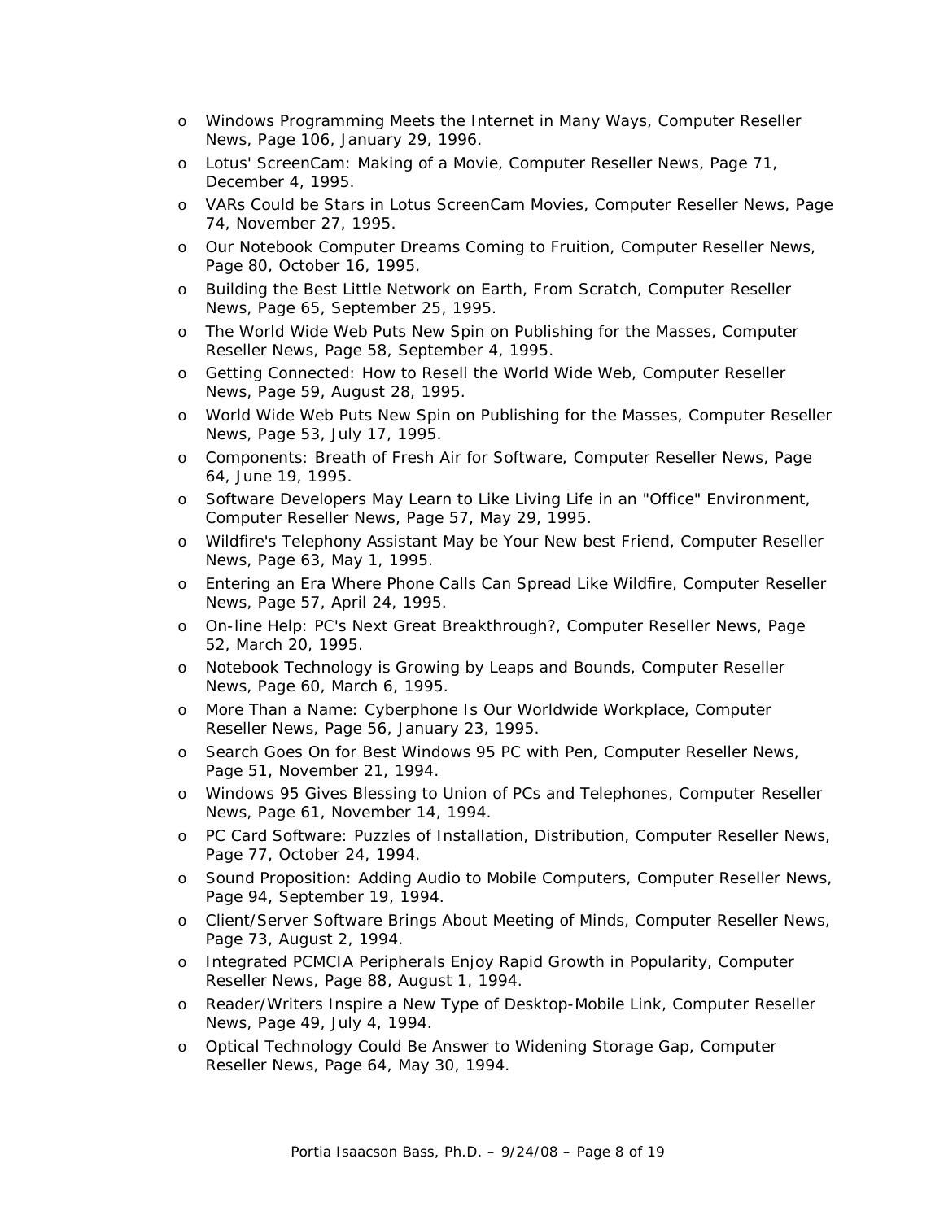- Windows Programming Meets the Internet in Many Ways, Computer Reseller News, Page 106, January 29, 1996.
- Lotus' ScreenCam: Making of a Movie, Computer Reseller News, Page 71, December 4, 1995.
- VARs Could be Stars in Lotus ScreenCam Movies, Computer Reseller News, Page 74, November 27, 1995.
- Our Notebook Computer Dreams Coming to Fruition, Computer Reseller News, Page 80, October 16, 1995.
- Building the Best Little Network on Earth, From Scratch, Computer Reseller News, Page 65, September 25, 1995.
- The World Wide Web Puts New Spin on Publishing for the Masses, Computer Reseller News, Page 58, September 4, 1995.
- Getting Connected: How to Resell the World Wide Web, Computer Reseller News, Page 59, August 28, 1995.
- World Wide Web Puts New Spin on Publishing for the Masses, Computer Reseller News, Page 53, July 17, 1995.
- Components: Breath of Fresh Air for Software, Computer Reseller News, Page 64, June 19, 1995.
- Software Developers May Learn to Like Living Life in an "Office" Environment, Computer Reseller News, Page 57, May 29, 1995.
- Wildfire's Telephony Assistant May be Your New best Friend, Computer Reseller News, Page 63, May 1, 1995.
- Entering an Era Where Phone Calls Can Spread Like Wildfire, Computer Reseller News, Page 57, April 24, 1995.
- On-line Help: PC's Next Great Breakthrough?, Computer Reseller News, Page 52, March 20, 1995.
- Notebook Technology is Growing by Leaps and Bounds, Computer Reseller News, Page 60, March 6, 1995.
- More Than a Name: Cyberphone Is Our Worldwide Workplace, Computer Reseller News, Page 56, January 23, 1995.
- Search Goes On for Best Windows 95 PC with Pen, Computer Reseller News, Page 51, November 21, 1994.
- Windows 95 Gives Blessing to Union of PCs and Telephones, Computer Reseller News, Page 61, November 14, 1994.
- PC Card Software: Puzzles of Installation, Distribution, Computer Reseller News, Page 77, October 24, 1994.
- Sound Proposition: Adding Audio to Mobile Computers, Computer Reseller News, Page 94, September 19, 1994.
- Client/Server Software Brings About Meeting of Minds, Computer Reseller News, Page 73, August 2, 1994.
- Integrated PCMCIA Peripherals Enjoy Rapid Growth in Popularity, Computer Reseller News, Page 88, August 1, 1994.
- Reader/Writers Inspire a New Type of Desktop-Mobile Link, Computer Reseller News, Page 49, July 4, 1994.
- Optical Technology Could Be Answer to Widening Storage Gap, Computer Reseller News, Page 64, May 30, 1994.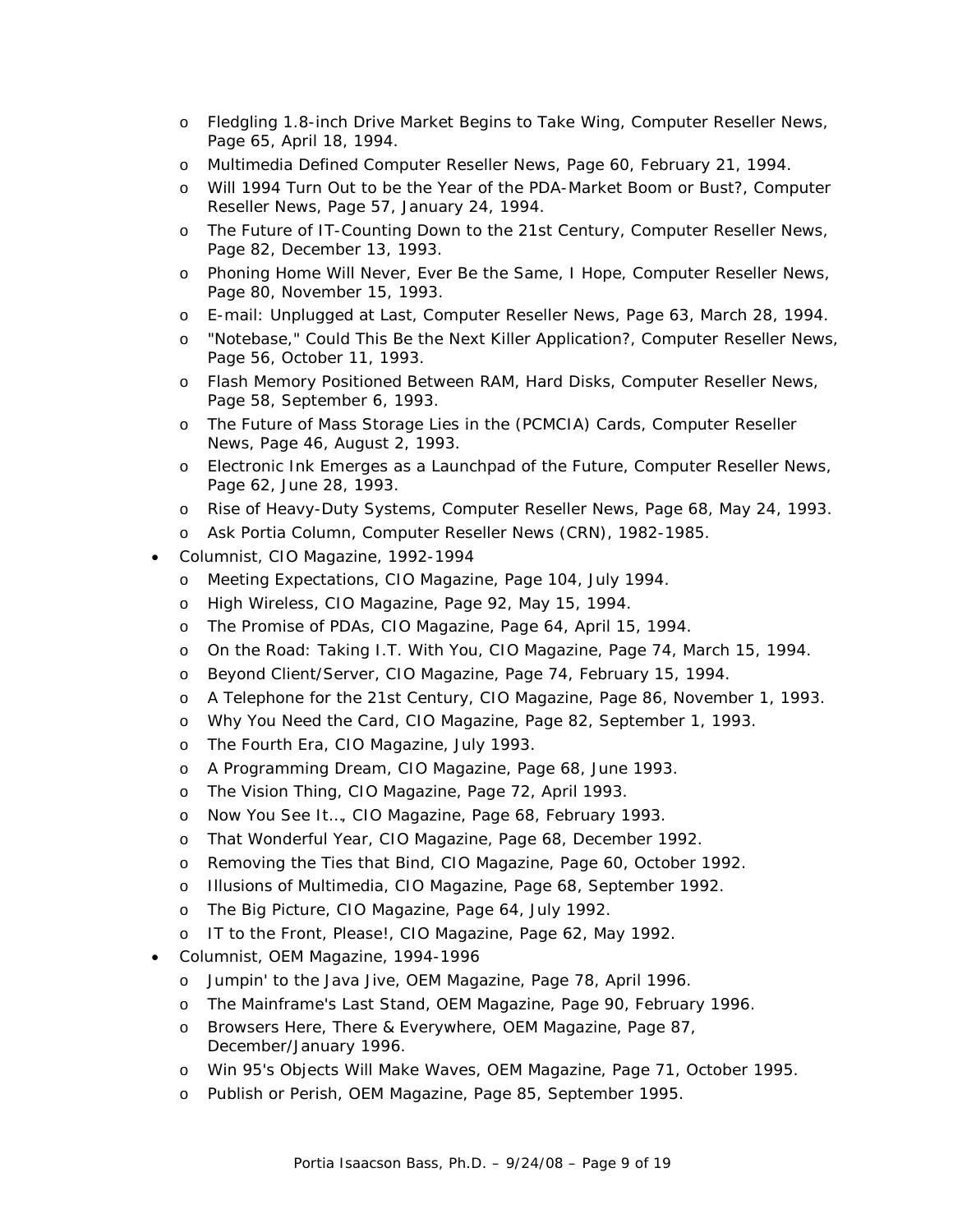- Fledgling 1.8-inch Drive Market Begins to Take Wing, Computer Reseller News, Page 65, April 18, 1994.
  - Multimedia Defined Computer Reseller News, Page 60, February 21, 1994.
  - Will 1994 Turn Out to be the Year of the PDA-Market Boom or Bust?, Computer Reseller News, Page 57, January 24, 1994.
  - The Future of IT-Counting Down to the 21st Century, Computer Reseller News, Page 82, December 13, 1993.
  - Phoning Home Will Never, Ever Be the Same, I Hope, Computer Reseller News, Page 80, November 15, 1993.
  - E-mail: Unplugged at Last, Computer Reseller News, Page 63, March 28, 1994.
  - "Notebase," Could This Be the Next Killer Application?, Computer Reseller News, Page 56, October 11, 1993.
  - Flash Memory Positioned Between RAM, Hard Disks, Computer Reseller News, Page 58, September 6, 1993.
  - The Future of Mass Storage Lies in the (PCMCIA) Cards, Computer Reseller News, Page 46, August 2, 1993.
  - Electronic Ink Emerges as a Launchpad of the Future, Computer Reseller News, Page 62, June 28, 1993.
  - Rise of Heavy-Duty Systems, Computer Reseller News, Page 68, May 24, 1993.
  - Ask Portia Column, Computer Reseller News (CRN), 1982-1985.
- Columnist, CIO Magazine, 1992-1994
  - Meeting Expectations, CIO Magazine, Page 104, July 1994.
  - High Wireless, CIO Magazine, Page 92, May 15, 1994.
  - The Promise of PDAs, CIO Magazine, Page 64, April 15, 1994.
  - On the Road: Taking I.T. With You, CIO Magazine, Page 74, March 15, 1994.
  - Beyond Client/Server, CIO Magazine, Page 74, February 15, 1994.
  - A Telephone for the 21st Century, CIO Magazine, Page 86, November 1, 1993.
  - Why You Need the Card, CIO Magazine, Page 82, September 1, 1993.
  - The Fourth Era, CIO Magazine, July 1993.
  - A Programming Dream, CIO Magazine, Page 68, June 1993.
  - The Vision Thing, CIO Magazine, Page 72, April 1993.
  - Now You See It…, CIO Magazine, Page 68, February 1993.
  - That Wonderful Year, CIO Magazine, Page 68, December 1992.
  - Removing the Ties that Bind, CIO Magazine, Page 60, October 1992.
  - Illusions of Multimedia, CIO Magazine, Page 68, September 1992.
  - The Big Picture, CIO Magazine, Page 64, July 1992.
  - IT to the Front, Please!, CIO Magazine, Page 62, May 1992.
- Columnist, OEM Magazine, 1994-1996
  - Jumpin' to the Java Jive, OEM Magazine, Page 78, April 1996.
  - The Mainframe's Last Stand, OEM Magazine, Page 90, February 1996.
  - Browsers Here, There & Everywhere, OEM Magazine, Page 87, December/January 1996.
  - Win 95's Objects Will Make Waves, OEM Magazine, Page 71, October 1995.
  - Publish or Perish, OEM Magazine, Page 85, September 1995.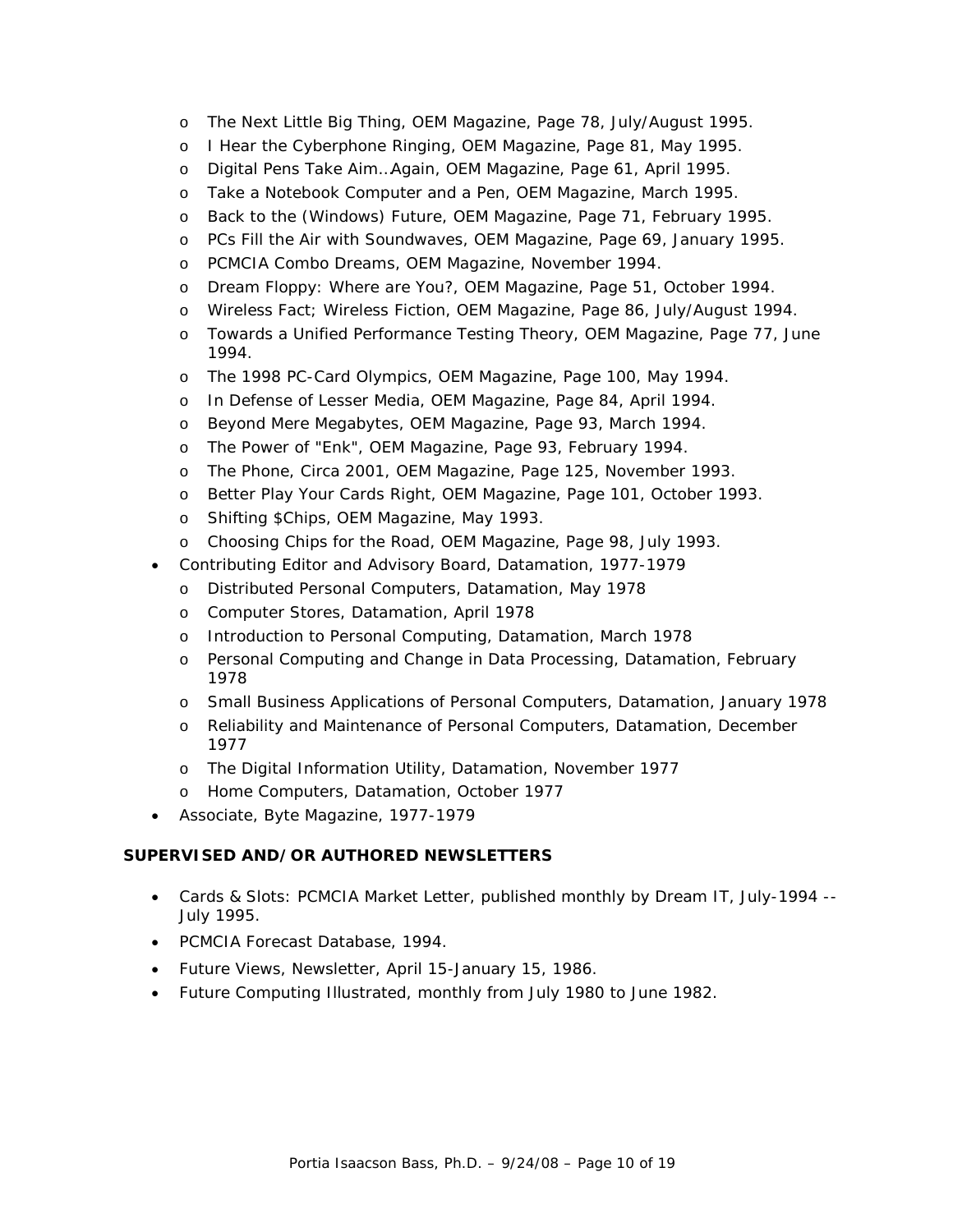- The Next Little Big Thing, OEM Magazine, Page 78, July/August 1995.
    - I Hear the Cyberphone Ringing, OEM Magazine, Page 81, May 1995.
    - Digital Pens Take Aim…Again, OEM Magazine, Page 61, April 1995.
    - Take a Notebook Computer and a Pen, OEM Magazine, March 1995.
    - Back to the (Windows) Future, OEM Magazine, Page 71, February 1995.
    - PCs Fill the Air with Soundwaves, OEM Magazine, Page 69, January 1995.
    - PCMCIA Combo Dreams, OEM Magazine, November 1994.
    - Dream Floppy: Where are You?, OEM Magazine, Page 51, October 1994.
    - Wireless Fact; Wireless Fiction, OEM Magazine, Page 86, July/August 1994.
    - Towards a Unified Performance Testing Theory, OEM Magazine, Page 77, June 1994.
    - The 1998 PC-Card Olympics, OEM Magazine, Page 100, May 1994.
    - In Defense of Lesser Media, OEM Magazine, Page 84, April 1994.
    - Beyond Mere Megabytes, OEM Magazine, Page 93, March 1994.
    - The Power of "Enk", OEM Magazine, Page 93, February 1994.
    - The Phone, Circa 2001, OEM Magazine, Page 125, November 1993.
    - Better Play Your Cards Right, OEM Magazine, Page 101, October 1993.
    - Shifting $Chips, OEM Magazine, May 1993.
    - Choosing Chips for the Road, OEM Magazine, Page 98, July 1993.
- Contributing Editor and Advisory Board, Datamation, 1977-1979
    - Distributed Personal Computers, Datamation, May 1978
    - Computer Stores, Datamation, April 1978
    - Introduction to Personal Computing, Datamation, March 1978
    - Personal Computing and Change in Data Processing, Datamation, February 1978
    - Small Business Applications of Personal Computers, Datamation, January 1978
    - Reliability and Maintenance of Personal Computers, Datamation, December 1977
    - The Digital Information Utility, Datamation, November 1977
    - Home Computers, Datamation, October 1977
- Associate, Byte Magazine, 1977-1979

**SUPERVISED AND/OR AUTHORED NEWSLETTERS**

- Cards & Slots: PCMCIA Market Letter, published monthly by Dream IT, July-1994 -- July 1995.
- PCMCIA Forecast Database, 1994.
- Future Views, Newsletter, April 15-January 15, 1986.
- Future Computing Illustrated, monthly from July 1980 to June 1982.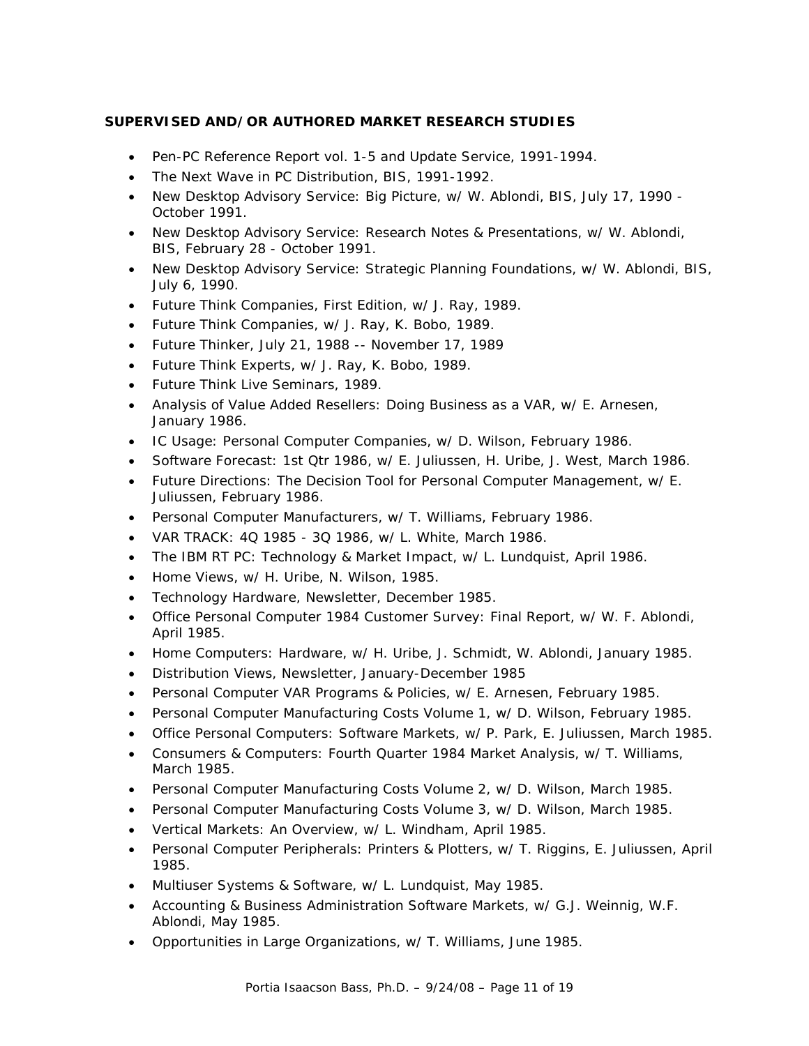**SUPERVISED AND/OR AUTHORED MARKET RESEARCH STUDIES**

- Pen-PC Reference Report vol. 1-5 and Update Service, 1991-1994.
- The Next Wave in PC Distribution, BIS, 1991-1992.
- New Desktop Advisory Service: Big Picture, w/ W. Ablondi, BIS, July 17, 1990 - October 1991.
- New Desktop Advisory Service: Research Notes & Presentations, w/ W. Ablondi, BIS, February 28 - October 1991.
- New Desktop Advisory Service: Strategic Planning Foundations, w/ W. Ablondi, BIS, July 6, 1990.
- Future Think Companies, First Edition, w/ J. Ray, 1989.
- Future Think Companies, w/ J. Ray, K. Bobo, 1989.
- Future Thinker, July 21, 1988 -- November 17, 1989
- Future Think Experts, w/ J. Ray, K. Bobo, 1989.
- Future Think Live Seminars, 1989.
- Analysis of Value Added Resellers: Doing Business as a VAR, w/ E. Arnesen, January 1986.
- IC Usage: Personal Computer Companies, w/ D. Wilson, February 1986.
- Software Forecast: 1st Qtr 1986, w/ E. Juliussen, H. Uribe, J. West, March 1986.
- Future Directions: The Decision Tool for Personal Computer Management, w/ E. Juliussen, February 1986.
- Personal Computer Manufacturers, w/ T. Williams, February 1986.
- VAR TRACK: 4Q 1985 - 3Q 1986, w/ L. White, March 1986.
- The IBM RT PC: Technology & Market Impact, w/ L. Lundquist, April 1986.
- Home Views, w/ H. Uribe, N. Wilson, 1985.
- Technology Hardware, Newsletter, December 1985.
- Office Personal Computer 1984 Customer Survey: Final Report, w/ W. F. Ablondi, April 1985.
- Home Computers: Hardware, w/ H. Uribe, J. Schmidt, W. Ablondi, January 1985.
- Distribution Views, Newsletter, January-December 1985
- Personal Computer VAR Programs & Policies, w/ E. Arnesen, February 1985.
- Personal Computer Manufacturing Costs Volume 1, w/ D. Wilson, February 1985.
- Office Personal Computers: Software Markets, w/ P. Park, E. Juliussen, March 1985.
- Consumers & Computers: Fourth Quarter 1984 Market Analysis, w/ T. Williams, March 1985.
- Personal Computer Manufacturing Costs Volume 2, w/ D. Wilson, March 1985.
- Personal Computer Manufacturing Costs Volume 3, w/ D. Wilson, March 1985.
- Vertical Markets: An Overview, w/ L. Windham, April 1985.
- Personal Computer Peripherals: Printers & Plotters, w/ T. Riggins, E. Juliussen, April 1985.
- Multiuser Systems & Software, w/ L. Lundquist, May 1985.
- Accounting & Business Administration Software Markets, w/ G.J. Weinnig, W.F. Ablondi, May 1985.
- Opportunities in Large Organizations, w/ T. Williams, June 1985.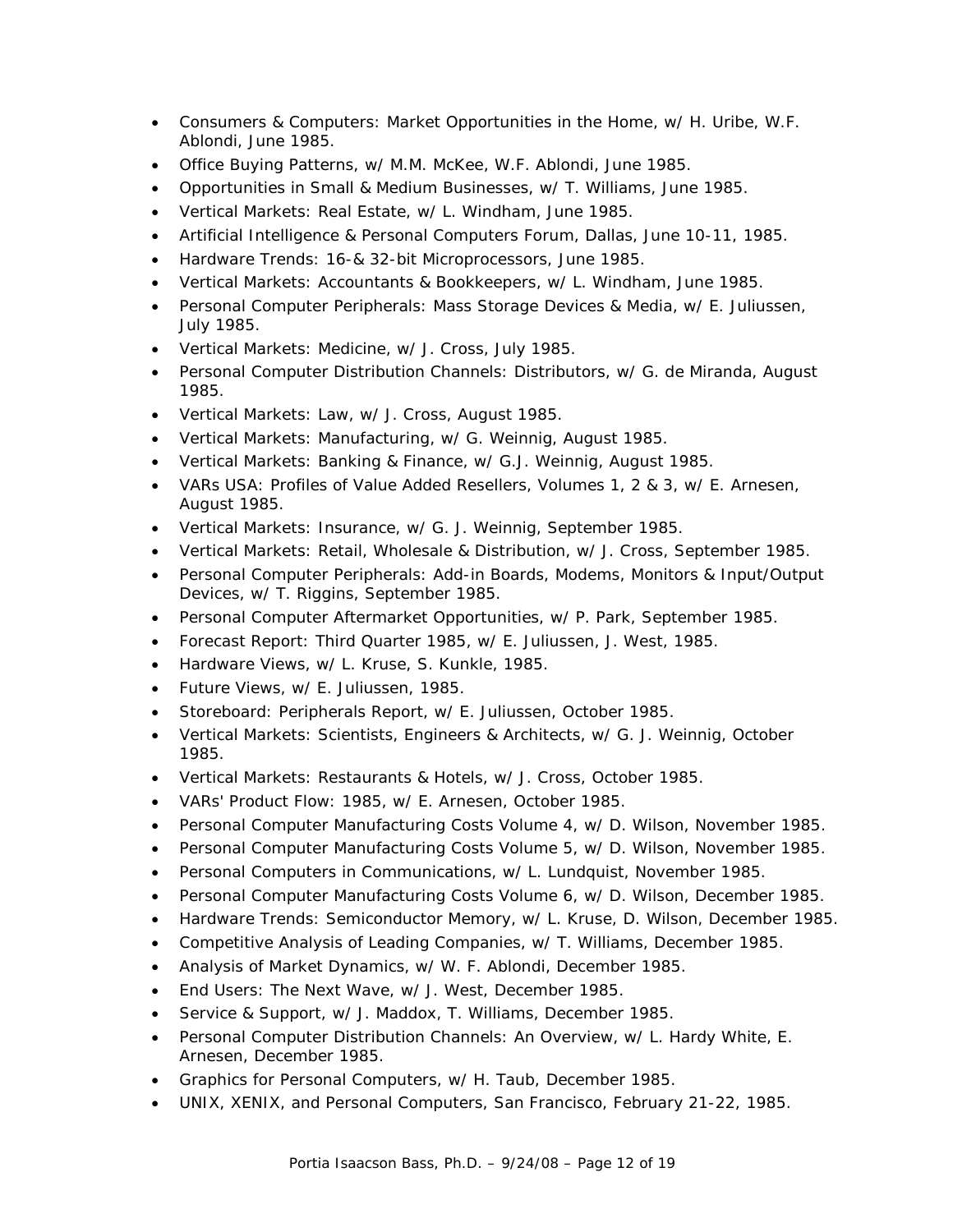- Consumers & Computers: Market Opportunities in the Home, w/ H. Uribe, W.F. Ablondi, June 1985.
- Office Buying Patterns, w/ M.M. McKee, W.F. Ablondi, June 1985.
- Opportunities in Small & Medium Businesses, w/ T. Williams, June 1985.
- Vertical Markets: Real Estate, w/ L. Windham, June 1985.
- Artificial Intelligence & Personal Computers Forum, Dallas, June 10-11, 1985.
- Hardware Trends: 16-& 32-bit Microprocessors, June 1985.
- Vertical Markets: Accountants & Bookkeepers, w/ L. Windham, June 1985.
- Personal Computer Peripherals: Mass Storage Devices & Media, w/ E. Juliussen, July 1985.
- Vertical Markets: Medicine, w/ J. Cross, July 1985.
- Personal Computer Distribution Channels: Distributors, w/ G. de Miranda, August 1985.
- Vertical Markets: Law, w/ J. Cross, August 1985.
- Vertical Markets: Manufacturing, w/ G. Weinnig, August 1985.
- Vertical Markets: Banking & Finance, w/ G.J. Weinnig, August 1985.
- VARs USA: Profiles of Value Added Resellers, Volumes 1, 2 & 3, w/ E. Arnesen, August 1985.
- Vertical Markets: Insurance, w/ G. J. Weinnig, September 1985.
- Vertical Markets: Retail, Wholesale & Distribution, w/ J. Cross, September 1985.
- Personal Computer Peripherals: Add-in Boards, Modems, Monitors & Input/Output Devices, w/ T. Riggins, September 1985.
- Personal Computer Aftermarket Opportunities, w/ P. Park, September 1985.
- Forecast Report: Third Quarter 1985, w/ E. Juliussen, J. West, 1985.
- Hardware Views, w/ L. Kruse, S. Kunkle, 1985.
- Future Views, w/ E. Juliussen, 1985.
- Storeboard: Peripherals Report, w/ E. Juliussen, October 1985.
- Vertical Markets: Scientists, Engineers & Architects, w/ G. J. Weinnig, October 1985.
- Vertical Markets: Restaurants & Hotels, w/ J. Cross, October 1985.
- VARs' Product Flow: 1985, w/ E. Arnesen, October 1985.
- Personal Computer Manufacturing Costs Volume 4, w/ D. Wilson, November 1985.
- Personal Computer Manufacturing Costs Volume 5, w/ D. Wilson, November 1985.
- Personal Computers in Communications, w/ L. Lundquist, November 1985.
- Personal Computer Manufacturing Costs Volume 6, w/ D. Wilson, December 1985.
- Hardware Trends: Semiconductor Memory, w/ L. Kruse, D. Wilson, December 1985.
- Competitive Analysis of Leading Companies, w/ T. Williams, December 1985.
- Analysis of Market Dynamics, w/ W. F. Ablondi, December 1985.
- End Users: The Next Wave, w/ J. West, December 1985.
- Service & Support, w/ J. Maddox, T. Williams, December 1985.
- Personal Computer Distribution Channels: An Overview, w/ L. Hardy White, E. Arnesen, December 1985.
- Graphics for Personal Computers, w/ H. Taub, December 1985.
- UNIX, XENIX, and Personal Computers, San Francisco, February 21-22, 1985.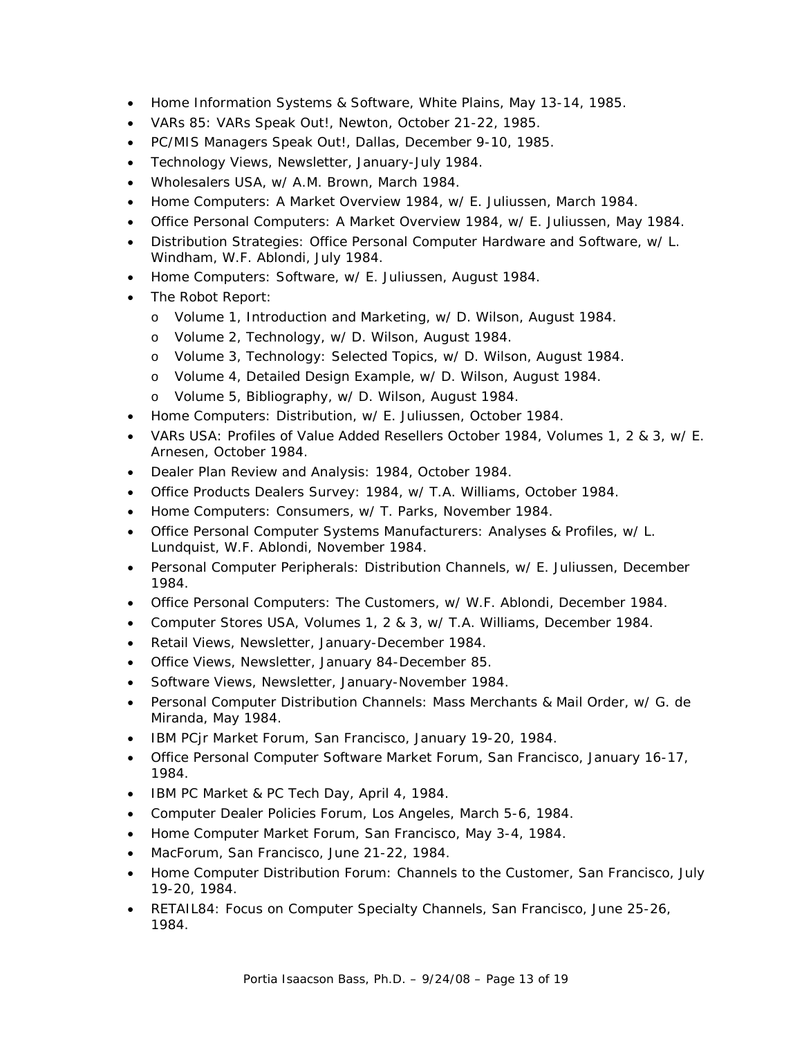- Home Information Systems & Software, White Plains, May 13-14, 1985.
- VARs 85: VARs Speak Out!, Newton, October 21-22, 1985.
- PC/MIS Managers Speak Out!, Dallas, December 9-10, 1985.
- Technology Views, Newsletter, January-July 1984.
- Wholesalers USA, w/ A.M. Brown, March 1984.
- Home Computers: A Market Overview 1984, w/ E. Juliussen, March 1984.
- Office Personal Computers: A Market Overview 1984, w/ E. Juliussen, May 1984.
- Distribution Strategies: Office Personal Computer Hardware and Software, w/ L. Windham, W.F. Ablondi, July 1984.
- Home Computers: Software, w/ E. Juliussen, August 1984.
- The Robot Report:
  - Volume 1, Introduction and Marketing, w/ D. Wilson, August 1984.
  - Volume 2, Technology, w/ D. Wilson, August 1984.
  - Volume 3, Technology: Selected Topics, w/ D. Wilson, August 1984.
  - Volume 4, Detailed Design Example, w/ D. Wilson, August 1984.
  - Volume 5, Bibliography, w/ D. Wilson, August 1984.
- Home Computers: Distribution, w/ E. Juliussen, October 1984.
- VARs USA: Profiles of Value Added Resellers October 1984, Volumes 1, 2 & 3, w/ E. Arnesen, October 1984.
- Dealer Plan Review and Analysis: 1984, October 1984.
- Office Products Dealers Survey: 1984, w/ T.A. Williams, October 1984.
- Home Computers: Consumers, w/ T. Parks, November 1984.
- Office Personal Computer Systems Manufacturers: Analyses & Profiles, w/ L. Lundquist, W.F. Ablondi, November 1984.
- Personal Computer Peripherals: Distribution Channels, w/ E. Juliussen, December 1984.
- Office Personal Computers: The Customers, w/ W.F. Ablondi, December 1984.
- Computer Stores USA, Volumes 1, 2 & 3, w/ T.A. Williams, December 1984.
- Retail Views, Newsletter, January-December 1984.
- Office Views, Newsletter, January 84-December 85.
- Software Views, Newsletter, January-November 1984.
- Personal Computer Distribution Channels: Mass Merchants & Mail Order, w/ G. de Miranda, May 1984.
- IBM PCjr Market Forum, San Francisco, January 19-20, 1984.
- Office Personal Computer Software Market Forum, San Francisco, January 16-17, 1984.
- IBM PC Market & PC Tech Day, April 4, 1984.
- Computer Dealer Policies Forum, Los Angeles, March 5-6, 1984.
- Home Computer Market Forum, San Francisco, May 3-4, 1984.
- MacForum, San Francisco, June 21-22, 1984.
- Home Computer Distribution Forum: Channels to the Customer, San Francisco, July 19-20, 1984.
- RETAIL84: Focus on Computer Specialty Channels, San Francisco, June 25-26, 1984.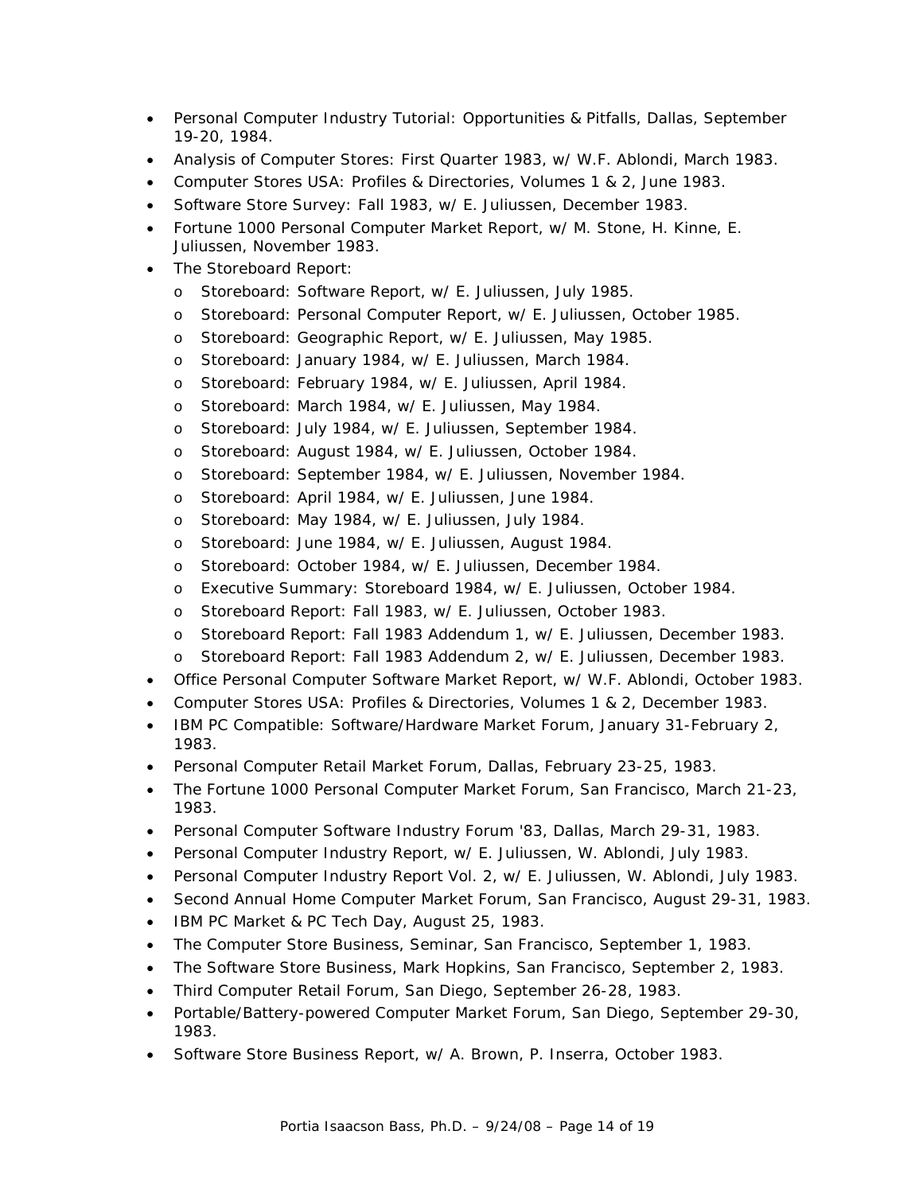- Personal Computer Industry Tutorial: Opportunities & Pitfalls, Dallas, September 19-20, 1984.
- Analysis of Computer Stores: First Quarter 1983, w/ W.F. Ablondi, March 1983.
- Computer Stores USA: Profiles & Directories, Volumes 1 & 2, June 1983.
- Software Store Survey: Fall 1983, w/ E. Juliussen, December 1983.
- Fortune 1000 Personal Computer Market Report, w/ M. Stone, H. Kinne, E. Juliussen, November 1983.
- The Storeboard Report:
  - Storeboard: Software Report, w/ E. Juliussen, July 1985.
  - Storeboard: Personal Computer Report, w/ E. Juliussen, October 1985.
  - Storeboard: Geographic Report, w/ E. Juliussen, May 1985.
  - Storeboard: January 1984, w/ E. Juliussen, March 1984.
  - Storeboard: February 1984, w/ E. Juliussen, April 1984.
  - Storeboard: March 1984, w/ E. Juliussen, May 1984.
  - Storeboard: July 1984, w/ E. Juliussen, September 1984.
  - Storeboard: August 1984, w/ E. Juliussen, October 1984.
  - Storeboard: September 1984, w/ E. Juliussen, November 1984.
  - Storeboard: April 1984, w/ E. Juliussen, June 1984.
  - Storeboard: May 1984, w/ E. Juliussen, July 1984.
  - Storeboard: June 1984, w/ E. Juliussen, August 1984.
  - Storeboard: October 1984, w/ E. Juliussen, December 1984.
  - Executive Summary: Storeboard 1984, w/ E. Juliussen, October 1984.
  - Storeboard Report: Fall 1983, w/ E. Juliussen, October 1983.
  - Storeboard Report: Fall 1983 Addendum 1, w/ E. Juliussen, December 1983.
  - Storeboard Report: Fall 1983 Addendum 2, w/ E. Juliussen, December 1983.
- Office Personal Computer Software Market Report, w/ W.F. Ablondi, October 1983.
- Computer Stores USA: Profiles & Directories, Volumes 1 & 2, December 1983.
- IBM PC Compatible: Software/Hardware Market Forum, January 31-February 2, 1983.
- Personal Computer Retail Market Forum, Dallas, February 23-25, 1983.
- The Fortune 1000 Personal Computer Market Forum, San Francisco, March 21-23, 1983.
- Personal Computer Software Industry Forum '83, Dallas, March 29-31, 1983.
- Personal Computer Industry Report, w/ E. Juliussen, W. Ablondi, July 1983.
- Personal Computer Industry Report Vol. 2, w/ E. Juliussen, W. Ablondi, July 1983.
- Second Annual Home Computer Market Forum, San Francisco, August 29-31, 1983.
- IBM PC Market & PC Tech Day, August 25, 1983.
- The Computer Store Business, Seminar, San Francisco, September 1, 1983.
- The Software Store Business, Mark Hopkins, San Francisco, September 2, 1983.
- Third Computer Retail Forum, San Diego, September 26-28, 1983.
- Portable/Battery-powered Computer Market Forum, San Diego, September 29-30, 1983.
- Software Store Business Report, w/ A. Brown, P. Inserra, October 1983.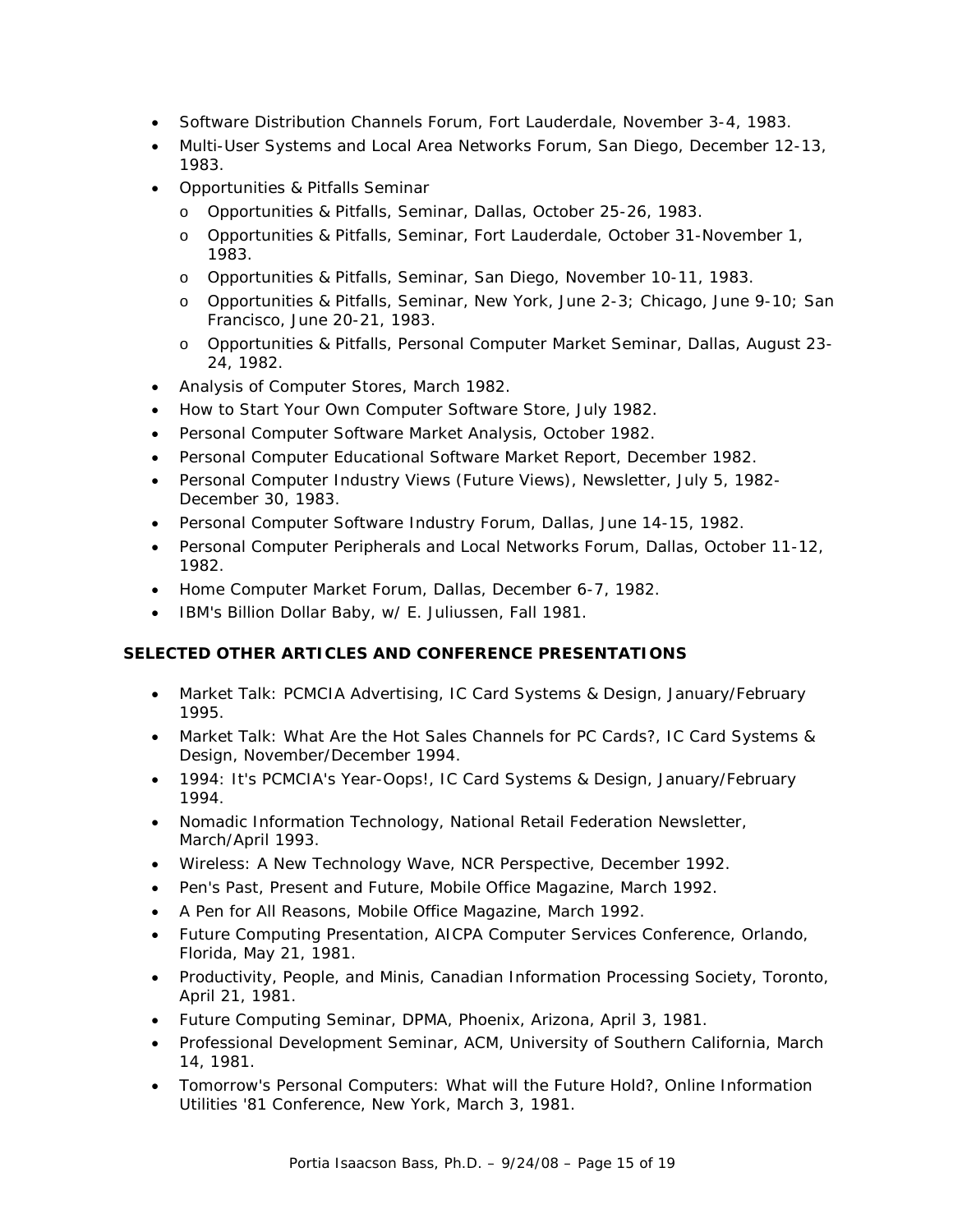- Software Distribution Channels Forum, Fort Lauderdale, November 3-4, 1983.
- Multi-User Systems and Local Area Networks Forum, San Diego, December 12-13, 1983.
- Opportunities & Pitfalls Seminar
  - Opportunities & Pitfalls, Seminar, Dallas, October 25-26, 1983.
  - Opportunities & Pitfalls, Seminar, Fort Lauderdale, October 31-November 1, 1983.
  - Opportunities & Pitfalls, Seminar, San Diego, November 10-11, 1983.
  - Opportunities & Pitfalls, Seminar, New York, June 2-3; Chicago, June 9-10; San Francisco, June 20-21, 1983.
  - Opportunities & Pitfalls, Personal Computer Market Seminar, Dallas, August 23-24, 1982.
- Analysis of Computer Stores, March 1982.
- How to Start Your Own Computer Software Store, July 1982.
- Personal Computer Software Market Analysis, October 1982.
- Personal Computer Educational Software Market Report, December 1982.
- Personal Computer Industry Views (Future Views), Newsletter, July 5, 1982-December 30, 1983.
- Personal Computer Software Industry Forum, Dallas, June 14-15, 1982.
- Personal Computer Peripherals and Local Networks Forum, Dallas, October 11-12, 1982.
- Home Computer Market Forum, Dallas, December 6-7, 1982.
- IBM's Billion Dollar Baby, w/ E. Juliussen, Fall 1981.

**SELECTED OTHER ARTICLES AND CONFERENCE PRESENTATIONS**

- Market Talk: PCMCIA Advertising, IC Card Systems & Design, January/February 1995.
- Market Talk: What Are the Hot Sales Channels for PC Cards?, IC Card Systems & Design, November/December 1994.
- 1994: It's PCMCIA's Year-Oops!, IC Card Systems & Design, January/February 1994.
- Nomadic Information Technology, National Retail Federation Newsletter, March/April 1993.
- Wireless: A New Technology Wave, NCR Perspective, December 1992.
- Pen's Past, Present and Future, Mobile Office Magazine, March 1992.
- A Pen for All Reasons, Mobile Office Magazine, March 1992.
- Future Computing Presentation, AICPA Computer Services Conference, Orlando, Florida, May 21, 1981.
- Productivity, People, and Minis, Canadian Information Processing Society, Toronto, April 21, 1981.
- Future Computing Seminar, DPMA, Phoenix, Arizona, April 3, 1981.
- Professional Development Seminar, ACM, University of Southern California, March 14, 1981.
- Tomorrow's Personal Computers: What will the Future Hold?, Online Information Utilities '81 Conference, New York, March 3, 1981.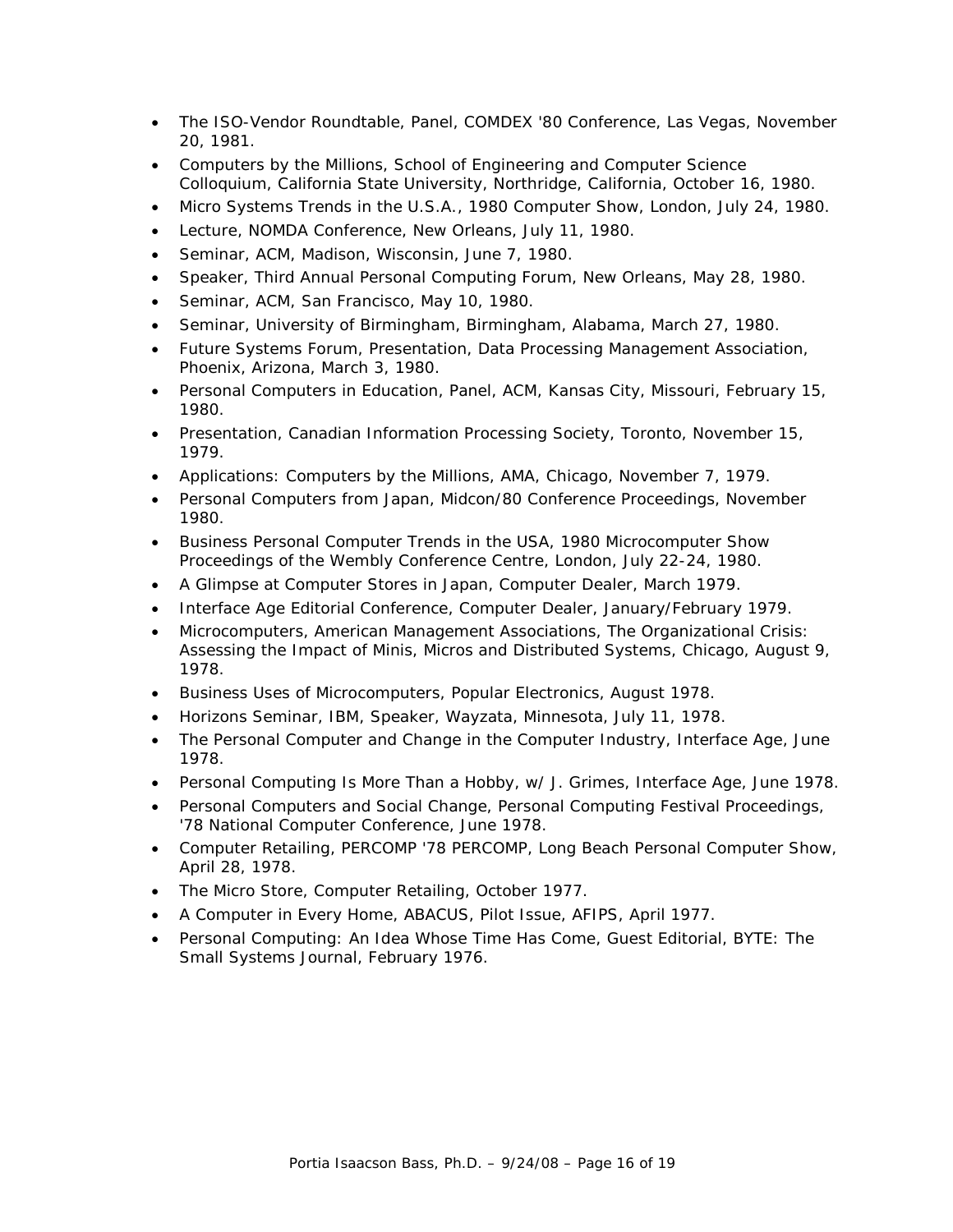- The ISO-Vendor Roundtable, Panel, COMDEX '80 Conference, Las Vegas, November 20, 1981.
- Computers by the Millions, School of Engineering and Computer Science Colloquium, California State University, Northridge, California, October 16, 1980.
- Micro Systems Trends in the U.S.A., 1980 Computer Show, London, July 24, 1980.
- Lecture, NOMDA Conference, New Orleans, July 11, 1980.
- Seminar, ACM, Madison, Wisconsin, June 7, 1980.
- Speaker, Third Annual Personal Computing Forum, New Orleans, May 28, 1980.
- Seminar, ACM, San Francisco, May 10, 1980.
- Seminar, University of Birmingham, Birmingham, Alabama, March 27, 1980.
- Future Systems Forum, Presentation, Data Processing Management Association, Phoenix, Arizona, March 3, 1980.
- Personal Computers in Education, Panel, ACM, Kansas City, Missouri, February 15, 1980.
- Presentation, Canadian Information Processing Society, Toronto, November 15, 1979.
- Applications: Computers by the Millions, AMA, Chicago, November 7, 1979.
- Personal Computers from Japan, Midcon/80 Conference Proceedings, November 1980.
- Business Personal Computer Trends in the USA, 1980 Microcomputer Show Proceedings of the Wembly Conference Centre, London, July 22-24, 1980.
- A Glimpse at Computer Stores in Japan, Computer Dealer, March 1979.
- Interface Age Editorial Conference, Computer Dealer, January/February 1979.
- Microcomputers, American Management Associations, The Organizational Crisis: Assessing the Impact of Minis, Micros and Distributed Systems, Chicago, August 9, 1978.
- Business Uses of Microcomputers, Popular Electronics, August 1978.
- Horizons Seminar, IBM, Speaker, Wayzata, Minnesota, July 11, 1978.
- The Personal Computer and Change in the Computer Industry, Interface Age, June 1978.
- Personal Computing Is More Than a Hobby, w/ J. Grimes, Interface Age, June 1978.
- Personal Computers and Social Change, Personal Computing Festival Proceedings, '78 National Computer Conference, June 1978.
- Computer Retailing, PERCOMP '78 PERCOMP, Long Beach Personal Computer Show, April 28, 1978.
- The Micro Store, Computer Retailing, October 1977.
- A Computer in Every Home, ABACUS, Pilot Issue, AFIPS, April 1977.
- Personal Computing: An Idea Whose Time Has Come, Guest Editorial, BYTE: The Small Systems Journal, February 1976.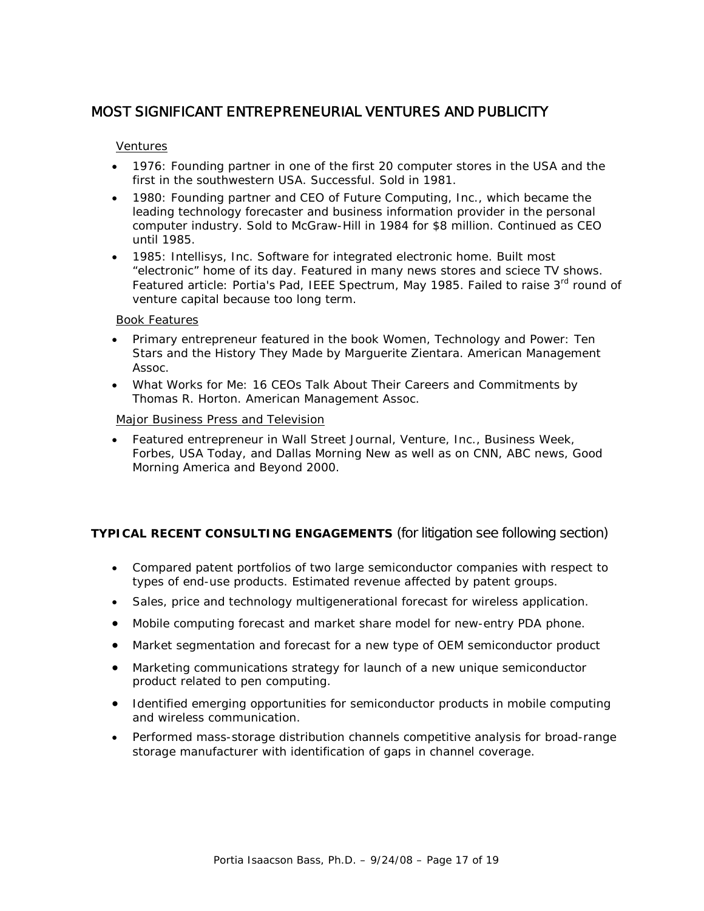## MOST SIGNIFICANT ENTREPRENEURIAL VENTURES AND PUBLICITY

### Ventures

- 1976: Founding partner in one of the first 20 computer stores in the USA and the first in the southwestern USA. Successful. Sold in 1981.
- 1980: Founding partner and CEO of Future Computing, Inc., which became the leading technology forecaster and business information provider in the personal computer industry. Sold to McGraw-Hill in 1984 for $8 million. Continued as CEO until 1985.
- 1985: Intellisys, Inc. Software for integrated electronic home. Built most "electronic" home of its day. Featured in many news stores and sciece TV shows. Featured article: Portia's Pad, IEEE Spectrum, May 1985. Failed to raise 3rd round of venture capital because too long term.

### Book Features

- Primary entrepreneur featured in the book Women, Technology and Power: Ten Stars and the History They Made by Marguerite Zientara. American Management Assoc.
- What Works for Me: 16 CEOs Talk About Their Careers and Commitments by Thomas R. Horton. American Management Assoc.

### Major Business Press and Television

- Featured entrepreneur in Wall Street Journal, Venture, Inc., Business Week, Forbes, USA Today, and Dallas Morning New as well as on CNN, ABC news, Good Morning America and Beyond 2000.

## TYPICAL RECENT CONSULTING ENGAGEMENTS (for litigation see following section)

- Compared patent portfolios of two large semiconductor companies with respect to types of end-use products. Estimated revenue affected by patent groups.
- Sales, price and technology multigenerational forecast for wireless application.
- Mobile computing forecast and market share model for new-entry PDA phone.
- Market segmentation and forecast for a new type of OEM semiconductor product
- Marketing communications strategy for launch of a new unique semiconductor product related to pen computing.
- Identified emerging opportunities for semiconductor products in mobile computing and wireless communication.
- Performed mass-storage distribution channels competitive analysis for broad-range storage manufacturer with identification of gaps in channel coverage.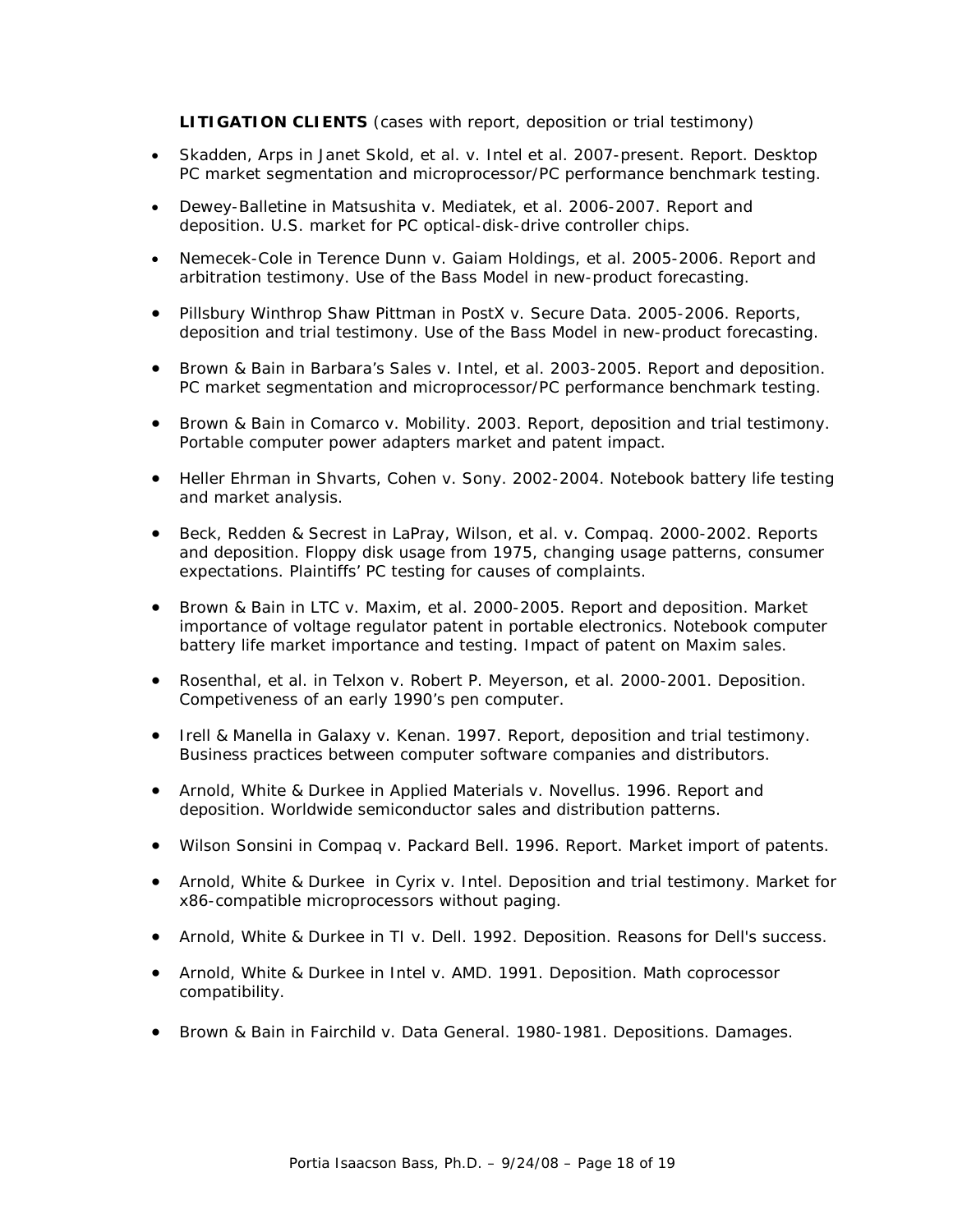**LITIGATION CLIENTS** (cases with report, deposition or trial testimony)

- Skadden, Arps in Janet Skold, et al. v. Intel et al. 2007-present. Report. Desktop PC market segmentation and microprocessor/PC performance benchmark testing.
- Dewey-Balletine in Matsushita v. Mediatek, et al. 2006-2007. Report and deposition. U.S. market for PC optical-disk-drive controller chips.
- Nemecek-Cole in Terence Dunn v. Gaiam Holdings, et al. 2005-2006. Report and arbitration testimony. Use of the Bass Model in new-product forecasting.
- Pillsbury Winthrop Shaw Pittman in PostX v. Secure Data. 2005-2006. Reports, deposition and trial testimony. Use of the Bass Model in new-product forecasting.
- Brown & Bain in Barbara's Sales v. Intel, et al. 2003-2005. Report and deposition. PC market segmentation and microprocessor/PC performance benchmark testing.
- Brown & Bain in Comarco v. Mobility. 2003. Report, deposition and trial testimony. Portable computer power adapters market and patent impact.
- Heller Ehrman in Shvarts, Cohen v. Sony. 2002-2004. Notebook battery life testing and market analysis.
- Beck, Redden & Secrest in LaPray, Wilson, et al. v. Compaq. 2000-2002. Reports and deposition. Floppy disk usage from 1975, changing usage patterns, consumer expectations. Plaintiffs' PC testing for causes of complaints.
- Brown & Bain in LTC v. Maxim, et al. 2000-2005. Report and deposition. Market importance of voltage regulator patent in portable electronics. Notebook computer battery life market importance and testing. Impact of patent on Maxim sales.
- Rosenthal, et al. in Telxon v. Robert P. Meyerson, et al. 2000-2001. Deposition. Competiveness of an early 1990's pen computer.
- Irell & Manella in Galaxy v. Kenan. 1997. Report, deposition and trial testimony. Business practices between computer software companies and distributors.
- Arnold, White & Durkee in Applied Materials v. Novellus. 1996. Report and deposition. Worldwide semiconductor sales and distribution patterns.
- Wilson Sonsini in Compaq v. Packard Bell. 1996. Report. Market import of patents.
- Arnold, White & Durkee in Cyrix v. Intel. Deposition and trial testimony. Market for x86-compatible microprocessors without paging.
- Arnold, White & Durkee in TI v. Dell. 1992. Deposition. Reasons for Dell's success.
- Arnold, White & Durkee in Intel v. AMD. 1991. Deposition. Math coprocessor compatibility.
- Brown & Bain in Fairchild v. Data General. 1980-1981. Depositions. Damages.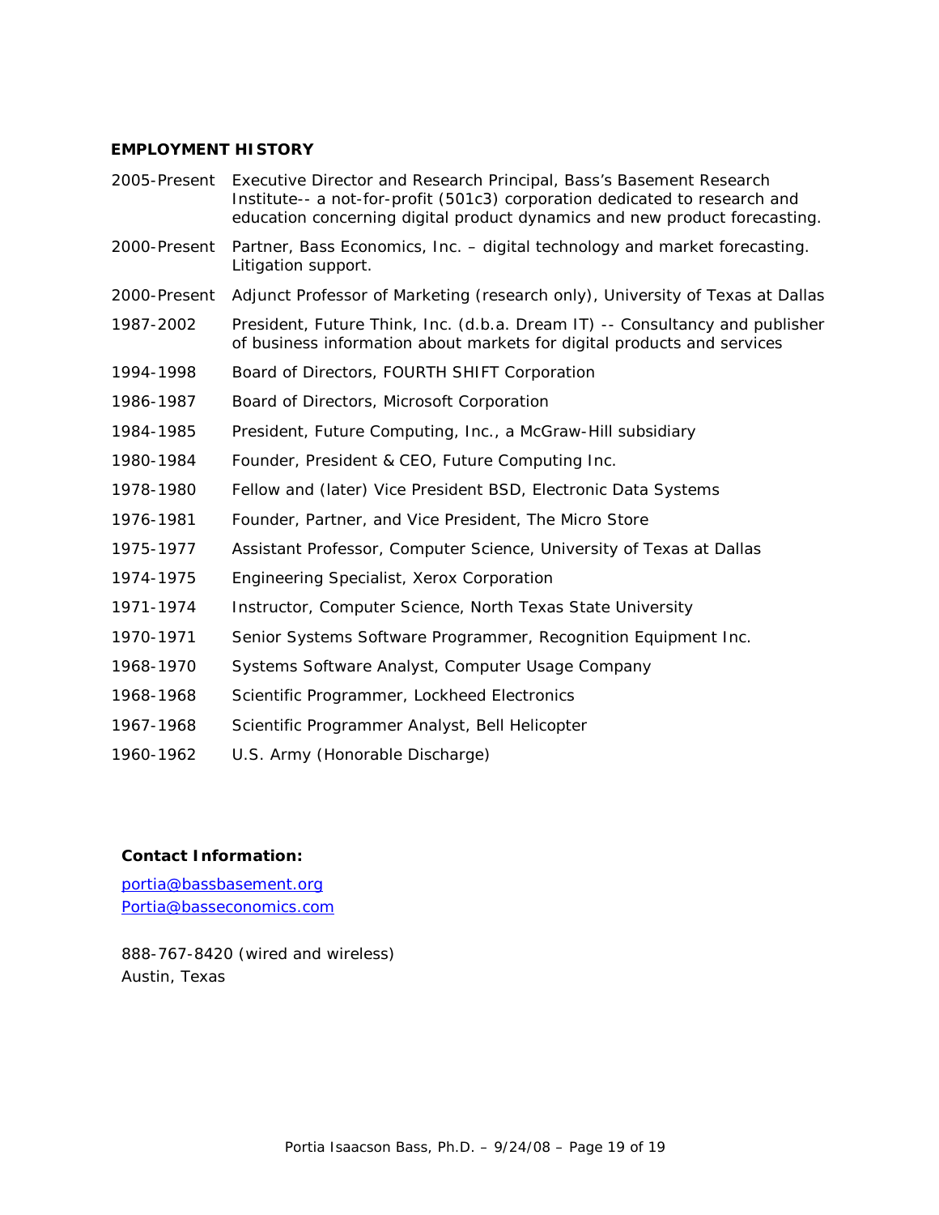**EMPLOYMENT HISTORY**

| | |
|---|---|
| 2005-Present | Executive Director and Research Principal, Bass's Basement Research Institute-- a not-for-profit (501c3) corporation dedicated to research and education concerning digital product dynamics and new product forecasting. |
| 2000-Present | Partner, Bass Economics, Inc. – digital technology and market forecasting. Litigation support. |
| 2000-Present | Adjunct Professor of Marketing (research only), University of Texas at Dallas |
| 1987-2002 | President, Future Think, Inc. (d.b.a. Dream IT) -- Consultancy and publisher of business information about markets for digital products and services |
| 1994-1998 | Board of Directors, FOURTH SHIFT Corporation |
| 1986-1987 | Board of Directors, Microsoft Corporation |
| 1984-1985 | President, Future Computing, Inc., a McGraw-Hill subsidiary |
| 1980-1984 | Founder, President & CEO, Future Computing Inc. |
| 1978-1980 | Fellow and (later) Vice President BSD, Electronic Data Systems |
| 1976-1981 | Founder, Partner, and Vice President, The Micro Store |
| 1975-1977 | Assistant Professor, Computer Science, University of Texas at Dallas |
| 1974-1975 | Engineering Specialist, Xerox Corporation |
| 1971-1974 | Instructor, Computer Science, North Texas State University |
| 1970-1971 | Senior Systems Software Programmer, Recognition Equipment Inc. |
| 1968-1970 | Systems Software Analyst, Computer Usage Company |
| 1968-1968 | Scientific Programmer, Lockheed Electronics |
| 1967-1968 | Scientific Programmer Analyst, Bell Helicopter |
| 1960-1962 | U.S. Army (Honorable Discharge) |

**Contact Information:**

portia@bassbasement.org
Portia@basseconomics.com

888-767-8420 (wired and wireless)
Austin, Texas